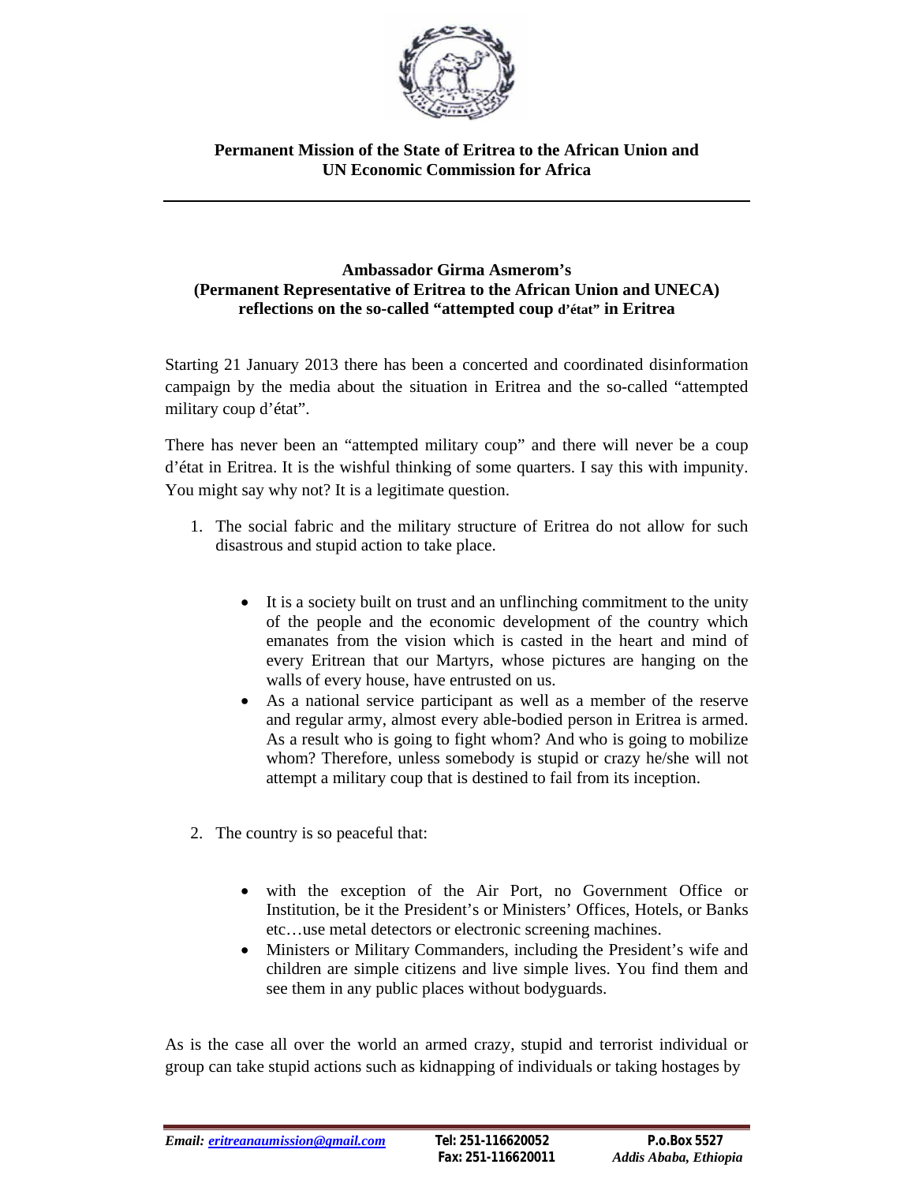**Permanent Mission of the State of Eritrea to the African Union and UN Economic Commission for Africa**

---

**Ambassador Girma Asmerom's**
**(Permanent Representative of Eritrea to the African Union and UNECA)**
**reflections on the so-called "attempted coup d'état" in Eritrea**

Starting 21 January 2013 there has been a concerted and coordinated disinformation campaign by the media about the situation in Eritrea and the so-called "attempted military coup d'état".

There has never been an "attempted military coup" and there will never be a coup d'état in Eritrea. It is the wishful thinking of some quarters. I say this with impunity. You might say why not? It is a legitimate question.

1. The social fabric and the military structure of Eritrea do not allow for such disastrous and stupid action to take place.

   - It is a society built on trust and an unflinching commitment to the unity of the people and the economic development of the country which emanates from the vision which is casted in the heart and mind of every Eritrean that our Martyrs, whose pictures are hanging on the walls of every house, have entrusted on us.
   - As a national service participant as well as a member of the reserve and regular army, almost every able-bodied person in Eritrea is armed. As a result who is going to fight whom? And who is going to mobilize whom? Therefore, unless somebody is stupid or crazy he/she will not attempt a military coup that is destined to fail from its inception.

2. The country is so peaceful that:

   - with the exception of the Air Port, no Government Office or Institution, be it the President's or Ministers' Offices, Hotels, or Banks etc…use metal detectors or electronic screening machines.
   - Ministers or Military Commanders, including the President's wife and children are simple citizens and live simple lives. You find them and see them in any public places without bodyguards.

As is the case all over the world an armed crazy, stupid and terrorist individual or group can take stupid actions such as kidnapping of individuals or taking hostages by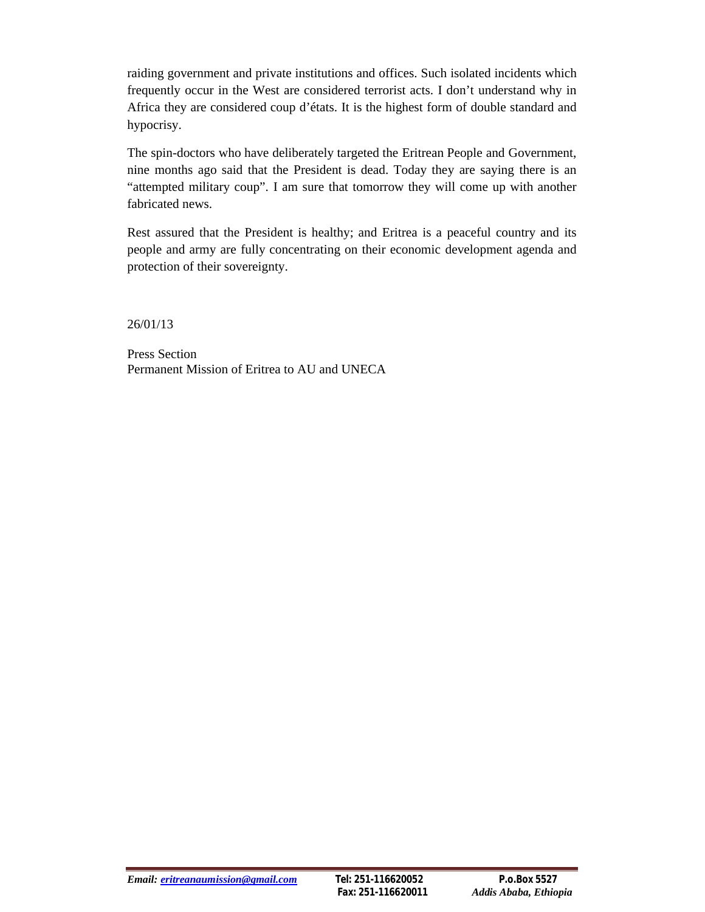raiding government and private institutions and offices. Such isolated incidents which frequently occur in the West are considered terrorist acts. I don't understand why in Africa they are considered coup d'états. It is the highest form of double standard and hypocrisy.

The spin-doctors who have deliberately targeted the Eritrean People and Government, nine months ago said that the President is dead. Today they are saying there is an "attempted military coup". I am sure that tomorrow they will come up with another fabricated news.

Rest assured that the President is healthy; and Eritrea is a peaceful country and its people and army are fully concentrating on their economic development agenda and protection of their sovereignty.

26/01/13

Press Section
Permanent Mission of Eritrea to AU and UNECA

*Email: eritreanaumission@gmail.com* **Tel: 251-116620052** **P.o.Box 5527**
**Fax: 251-116620011** ***Addis Ababa, Ethiopia***